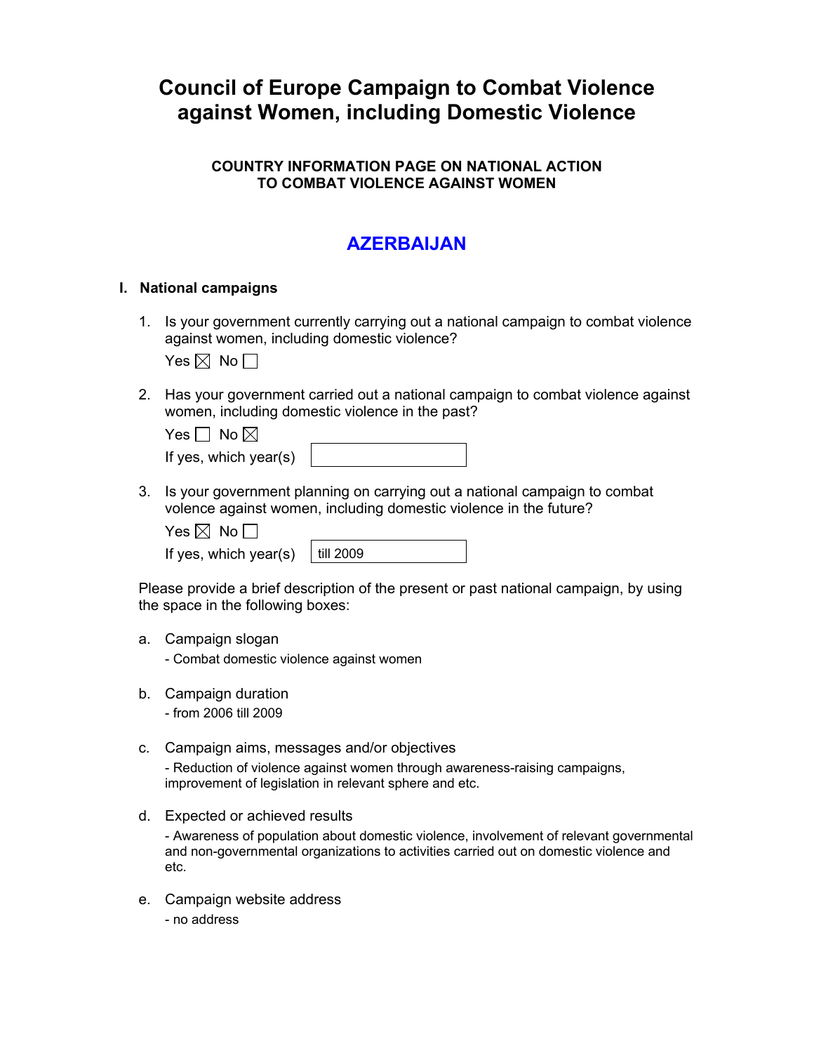# Council of Europe Campaign to Combat Violence against Women, including Domestic Violence

### COUNTRY INFORMATION PAGE ON NATIONAL ACTION TO COMBAT VIOLENCE AGAINST WOMEN

## AZERBAIJAN

### I. National campaigns

1. Is your government currently carrying out a national campaign to combat violence against women, including domestic violence?

   Yes ☒ No ☐

2. Has your government carried out a national campaign to combat violence against women, including domestic violence in the past?

   Yes ☐ No ☒

   If yes, which year(s) 

3. Is your government planning on carrying out a national campaign to combat volence against women, including domestic violence in the future?

   Yes ☒ No ☐

   If yes, which year(s) till 2009

Please provide a brief description of the present or past national campaign, by using the space in the following boxes:

a. Campaign slogan

   - Combat domestic violence against women

b. Campaign duration

   - from 2006 till 2009

c. Campaign aims, messages and/or objectives

   - Reduction of violence against women through awareness-raising campaigns, improvement of legislation in relevant sphere and etc.

d. Expected or achieved results

   - Awareness of population about domestic violence, involvement of relevant governmental and non-governmental organizations to activities carried out on domestic violence and etc.

e. Campaign website address

   - no address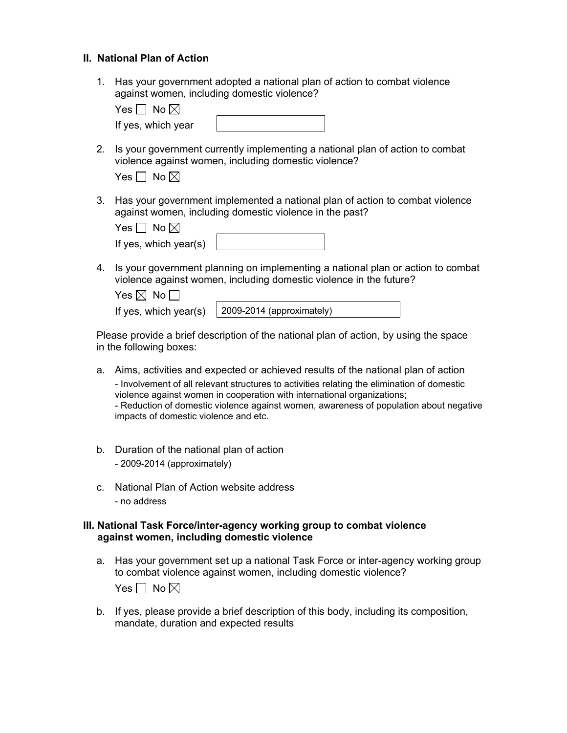## II. National Plan of Action

1. Has your government adopted a national plan of action to combat violence against women, including domestic violence?

   Yes ☐ No ☒

   If yes, which year

2. Is your government currently implementing a national plan of action to combat violence against women, including domestic violence?

   Yes ☐ No ☒

3. Has your government implemented a national plan of action to combat violence against women, including domestic violence in the past?

   Yes ☐ No ☒

   If yes, which year(s)

4. Is your government planning on implementing a national plan or action to combat violence against women, including domestic violence in the future?

   Yes ☒ No ☐

   If yes, which year(s) 2009-2014 (approximately)

Please provide a brief description of the national plan of action, by using the space in the following boxes:

a. Aims, activities and expected or achieved results of the national plan of action

   - Involvement of all relevant structures to activities relating the elimination of domestic violence against women in cooperation with international organizations;
   - Reduction of domestic violence against women, awareness of population about negative impacts of domestic violence and etc.

b. Duration of the national plan of action

   - 2009-2014 (approximately)

c. National Plan of Action website address

   - no address

## III. National Task Force/inter-agency working group to combat violence against women, including domestic violence

a. Has your government set up a national Task Force or inter-agency working group to combat violence against women, including domestic violence?

   Yes ☐ No ☒

b. If yes, please provide a brief description of this body, including its composition, mandate, duration and expected results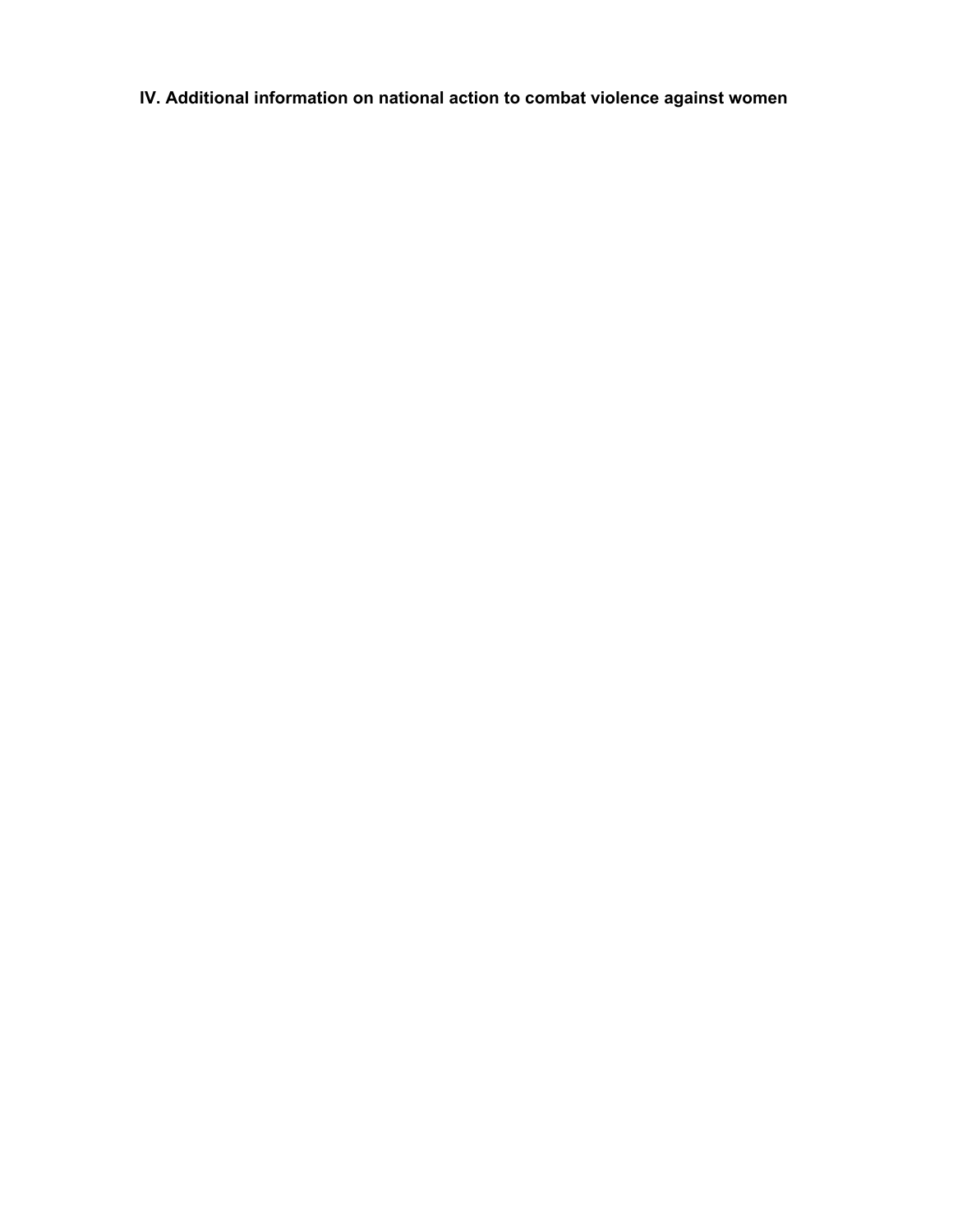## IV. Additional information on national action to combat violence against women